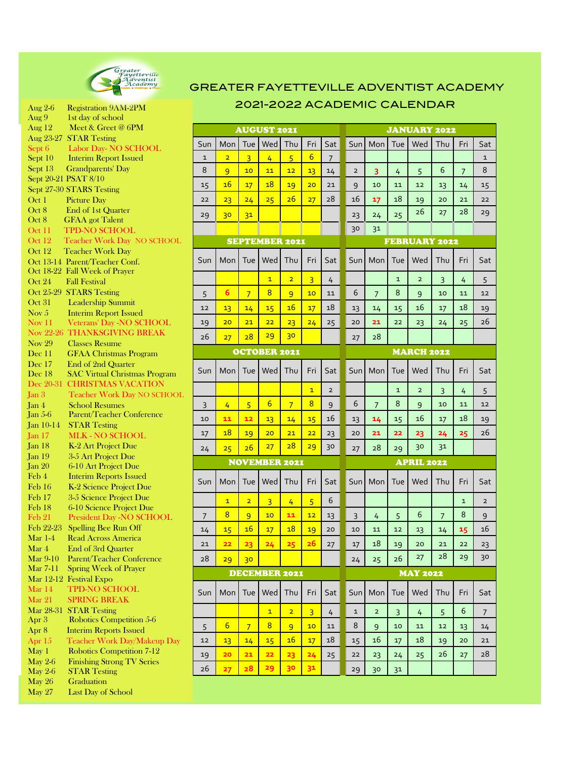# GREATER FAYETTEVILLE ADVENTIST ACADEMY
## 2021-2022 ACADEMIC CALENDAR

- Aug 2-6 Registration 9AM-2PM
- Aug 9 1st day of school
- Aug 12 Meet & Greet @ 6PM
- Aug 23-27 STAR Testing
- Sept 6 Labor Day- NO SCHOOL
- Sept 10 Interim Report Issued
- Sept 13 Grandparents' Day
- Sept 20-21 PSAT 8/10
- Sept 27-30 STARS Testing
- Oct 1 Picture Day
- Oct 8 End of 1st Quarter
- Oct 8 GFAA got Talent
- Oct 11 TPD-NO SCHOOL
- Oct 12 Teacher Work Day NO SCHOOL
- Oct 12 Teacher Work Day
- Oct 13-14 Parent/Teacher Conf.
- Oct 18-22 Fall Week of Prayer
- Oct 24 Fall Festival
- Oct 25-29 STARS Testing
- Oct 31 Leadership Summit
- Nov 5 Interim Report Issued
- Nov 11 Veterans' Day -NO SCHOOL
- Nov 22-26 THANKSGIVING BREAK
- Nov 29 Classes Resume
- Dec 11 GFAA Christmas Program
- Dec 17 End of 2nd Quarter
- Dec 18 SAC Virtual Christmas Program
- Dec 20-31 CHRISTMAS VACATION
- Jan 3 Teacher Work Day NO SCHOOL
- Jan 4 School Resumes
- Jan 5-6 Parent/Teacher Conference
- Jan 10-14 STAR Testing
- Jan 17 MLK - NO SCHOOL
- Jan 18 K-2 Art Project Due
- Jan 19 3-5 Art Project Due
- Jan 20 6-10 Art Project Due
- Feb 4 Interim Reports Issued
- Feb 16 K-2 Science Project Due
- Feb 17 3-5 Science Project Due
- Feb 18 6-10 Science Project Due
- Feb 21 President Day -NO SCHOOL
- Feb 22-23 Spelling Bee Run Off
- Mar 1-4 Read Across America
- Mar 4 End of 3rd Quarter
- Mar 9-10 Parent/Teacher Conference
- Mar 7-11 Spring Week of Prayer
- Mar 12-12 Festival Expo
- Mar 14 TPD-NO SCHOOL
- Mar 21 SPRING BREAK
- Mar 28-31 STAR Testing
- Apr 3 Robotics Competition 5-6
- Apr 8 Interim Reports Issued
- Apr 15 Teacher Work Day/Makeup Day
- May 1 Robotics Competition 7-12
- May 2-6 Finishing Strong TV Series
- May 2-6 STAR Testing
- May 26 Graduation
- May 27 Last Day of School

### AUGUST 2021

| Sun | Mon | Tue | Wed | Thu | Fri | Sat |
|---|---|---|---|---|---|---|
| 1 | 2 | 3 | 4 | 5 | 6 | 7 |
| 8 | 9 | 10 | 11 | 12 | 13 | 14 |
| 15 | 16 | 17 | 18 | 19 | 20 | 21 |
| 22 | 23 | 24 | 25 | 26 | 27 | 28 |
| 29 | 30 | 31 | | | | |

### SEPTEMBER 2021

| Sun | Mon | Tue | Wed | Thu | Fri | Sat |
|---|---|---|---|---|---|---|
| | | | 1 | 2 | 3 | 4 |
| 5 | 6 | 7 | 8 | 9 | 10 | 11 |
| 12 | 13 | 14 | 15 | 16 | 17 | 18 |
| 19 | 20 | 21 | 22 | 23 | 24 | 25 |
| 26 | 27 | 28 | 29 | 30 | | |

### OCTOBER 2021

| Sun | Mon | Tue | Wed | Thu | Fri | Sat |
|---|---|---|---|---|---|---|
| | | | | | 1 | 2 |
| 3 | 4 | 5 | 6 | 7 | 8 | 9 |
| 10 | 11 | 12 | 13 | 14 | 15 | 16 |
| 17 | 18 | 19 | 20 | 21 | 22 | 23 |
| 24 | 25 | 26 | 27 | 28 | 29 | 30 |

### NOVEMBER 2021

| Sun | Mon | Tue | Wed | Thu | Fri | Sat |
|---|---|---|---|---|---|---|
| | 1 | 2 | 3 | 4 | 5 | 6 |
| 7 | 8 | 9 | 10 | 11 | 12 | 13 |
| 14 | 15 | 16 | 17 | 18 | 19 | 20 |
| 21 | 22 | 23 | 24 | 25 | 26 | 27 |
| 28 | 29 | 30 | | | | |

### DECEMBER 2021

| Sun | Mon | Tue | Wed | Thu | Fri | Sat |
|---|---|---|---|---|---|---|
| | | | 1 | 2 | 3 | 4 |
| 5 | 6 | 7 | 8 | 9 | 10 | 11 |
| 12 | 13 | 14 | 15 | 16 | 17 | 18 |
| 19 | 20 | 21 | 22 | 23 | 24 | 25 |
| 26 | 27 | 28 | 29 | 30 | 31 | |

### JANUARY 2022

| Sun | Mon | Tue | Wed | Thu | Fri | Sat |
|---|---|---|---|---|---|---|
| | | | | | | 1 |
| 2 | 3 | 4 | 5 | 6 | 7 | 8 |
| 9 | 10 | 11 | 12 | 13 | 14 | 15 |
| 16 | 17 | 18 | 19 | 20 | 21 | 22 |
| 23 | 24 | 25 | 26 | 27 | 28 | 29 |
| 30 | 31 | | | | | |

### FEBRUARY 2022

| Sun | Mon | Tue | Wed | Thu | Fri | Sat |
|---|---|---|---|---|---|---|
| | | 1 | 2 | 3 | 4 | 5 |
| 6 | 7 | 8 | 9 | 10 | 11 | 12 |
| 13 | 14 | 15 | 16 | 17 | 18 | 19 |
| 20 | 21 | 22 | 23 | 24 | 25 | 26 |
| 27 | 28 | | | | | |

### MARCH 2022

| Sun | Mon | Tue | Wed | Thu | Fri | Sat |
|---|---|---|---|---|---|---|
| | | 1 | 2 | 3 | 4 | 5 |
| 6 | 7 | 8 | 9 | 10 | 11 | 12 |
| 13 | 14 | 15 | 16 | 17 | 18 | 19 |
| 20 | 21 | 22 | 23 | 24 | 25 | 26 |
| 27 | 28 | 29 | 30 | 31 | | |

### APRIL 2022

| Sun | Mon | Tue | Wed | Thu | Fri | Sat |
|---|---|---|---|---|---|---|
| | | | | | 1 | 2 |
| 3 | 4 | 5 | 6 | 7 | 8 | 9 |
| 10 | 11 | 12 | 13 | 14 | 15 | 16 |
| 17 | 18 | 19 | 20 | 21 | 22 | 23 |
| 24 | 25 | 26 | 27 | 28 | 29 | 30 |

### MAY 2022

| Sun | Mon | Tue | Wed | Thu | Fri | Sat |
|---|---|---|---|---|---|---|
| 1 | 2 | 3 | 4 | 5 | 6 | 7 |
| 8 | 9 | 10 | 11 | 12 | 13 | 14 |
| 15 | 16 | 17 | 18 | 19 | 20 | 21 |
| 22 | 23 | 24 | 25 | 26 | 27 | 28 |
| 29 | 30 | 31 | | | | |